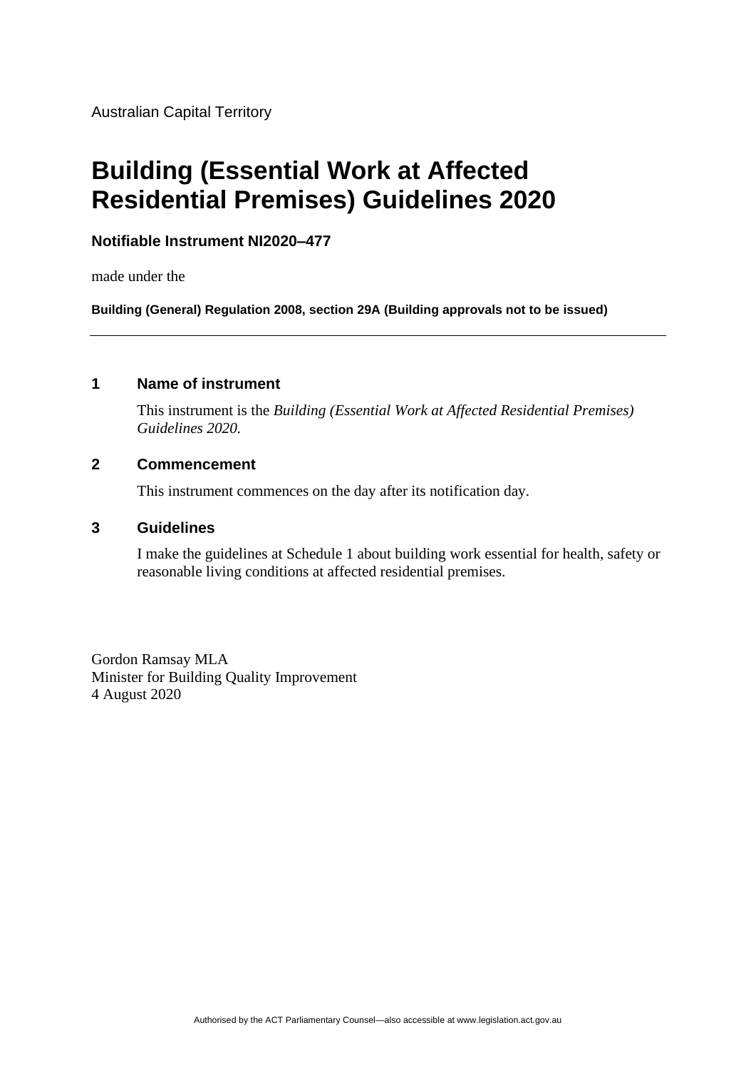Australian Capital Territory

# Building (Essential Work at Affected Residential Premises) Guidelines 2020

**Notifiable Instrument NI2020–477**

made under the

**Building (General) Regulation 2008, section 29A (Building approvals not to be issued)**

---

## 1 Name of instrument

This instrument is the *Building (Essential Work at Affected Residential Premises) Guidelines 2020.*

## 2 Commencement

This instrument commences on the day after its notification day.

## 3 Guidelines

I make the guidelines at Schedule 1 about building work essential for health, safety or reasonable living conditions at affected residential premises.

Gordon Ramsay MLA
Minister for Building Quality Improvement
4 August 2020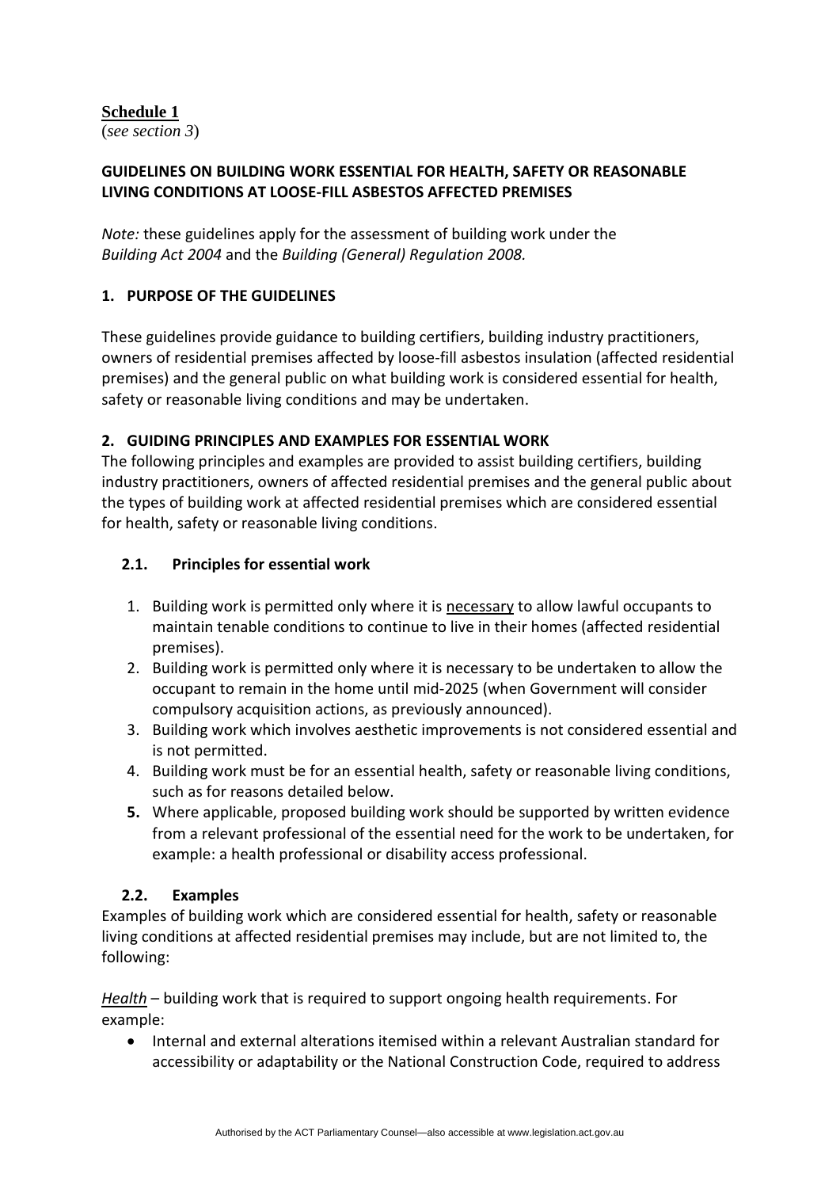**Schedule 1**
(*see section 3*)

**GUIDELINES ON BUILDING WORK ESSENTIAL FOR HEALTH, SAFETY OR REASONABLE LIVING CONDITIONS AT LOOSE-FILL ASBESTOS AFFECTED PREMISES**

*Note:* these guidelines apply for the assessment of building work under the *Building Act 2004* and the *Building (General) Regulation 2008.*

## 1. PURPOSE OF THE GUIDELINES

These guidelines provide guidance to building certifiers, building industry practitioners, owners of residential premises affected by loose-fill asbestos insulation (affected residential premises) and the general public on what building work is considered essential for health, safety or reasonable living conditions and may be undertaken.

## 2. GUIDING PRINCIPLES AND EXAMPLES FOR ESSENTIAL WORK

The following principles and examples are provided to assist building certifiers, building industry practitioners, owners of affected residential premises and the general public about the types of building work at affected residential premises which are considered essential for health, safety or reasonable living conditions.

### 2.1. Principles for essential work

1. Building work is permitted only where it is <u>necessary</u> to allow lawful occupants to maintain tenable conditions to continue to live in their homes (affected residential premises).
2. Building work is permitted only where it is necessary to be undertaken to allow the occupant to remain in the home until mid-2025 (when Government will consider compulsory acquisition actions, as previously announced).
3. Building work which involves aesthetic improvements is not considered essential and is not permitted.
4. Building work must be for an essential health, safety or reasonable living conditions, such as for reasons detailed below.
5. Where applicable, proposed building work should be supported by written evidence from a relevant professional of the essential need for the work to be undertaken, for example: a health professional or disability access professional.

### 2.2. Examples

Examples of building work which are considered essential for health, safety or reasonable living conditions at affected residential premises may include, but are not limited to, the following:

*<u>Health</u>* – building work that is required to support ongoing health requirements. For example:

- Internal and external alterations itemised within a relevant Australian standard for accessibility or adaptability or the National Construction Code, required to address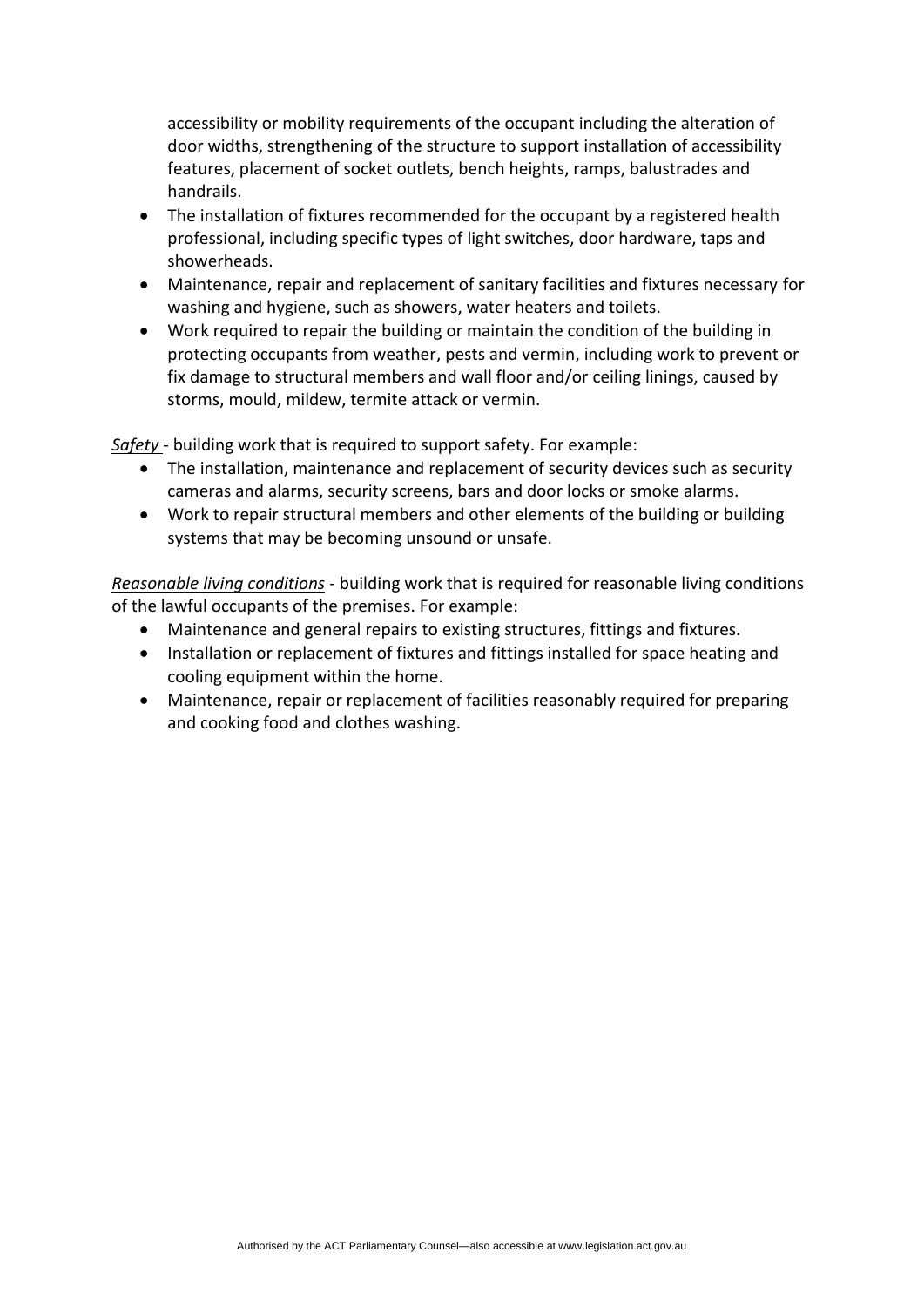accessibility or mobility requirements of the occupant including the alteration of door widths, strengthening of the structure to support installation of accessibility features, placement of socket outlets, bench heights, ramps, balustrades and handrails.

- The installation of fixtures recommended for the occupant by a registered health professional, including specific types of light switches, door hardware, taps and showerheads.
- Maintenance, repair and replacement of sanitary facilities and fixtures necessary for washing and hygiene, such as showers, water heaters and toilets.
- Work required to repair the building or maintain the condition of the building in protecting occupants from weather, pests and vermin, including work to prevent or fix damage to structural members and wall floor and/or ceiling linings, caused by storms, mould, mildew, termite attack or vermin.

*Safety* - building work that is required to support safety. For example:

- The installation, maintenance and replacement of security devices such as security cameras and alarms, security screens, bars and door locks or smoke alarms.
- Work to repair structural members and other elements of the building or building systems that may be becoming unsound or unsafe.

*Reasonable living conditions* - building work that is required for reasonable living conditions of the lawful occupants of the premises. For example:

- Maintenance and general repairs to existing structures, fittings and fixtures.
- Installation or replacement of fixtures and fittings installed for space heating and cooling equipment within the home.
- Maintenance, repair or replacement of facilities reasonably required for preparing and cooking food and clothes washing.